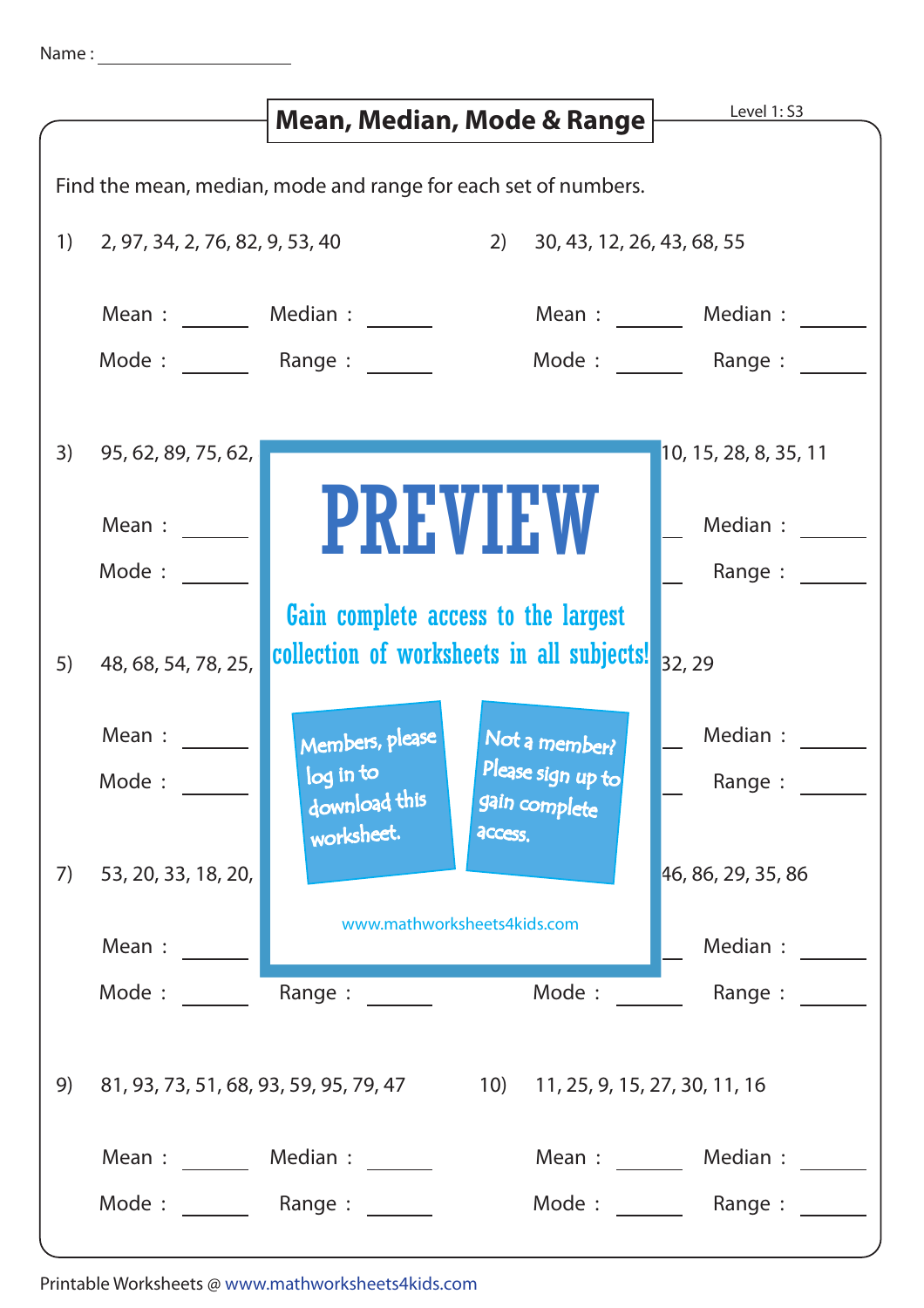Name : ____________________

# Mean, Median, Mode & Range

Level 1: S3

Find the mean, median, mode and range for each set of numbers.

1) 2, 97, 34, 2, 76, 82, 9, 53, 40

Mean : ______ Median : ______

Mode : ______ Range : ______

2) 30, 43, 12, 26, 43, 68, 55

Mean : ______ Median : ______

Mode : ______ Range : ______

3) 95, 62, 89, 75, 62,

Mean : ______

Mode : ______

4) 10, 15, 28, 8, 35, 11

Median : ______

Range : ______

5) 48, 68, 54, 78, 25,

Mean : ______

Mode : ______

6) 32, 29

Median : ______

Range : ______

7) 53, 20, 33, 18, 20,

Mean : ______

Mode : ______ Range : ______

8) 46, 86, 29, 35, 86

Median : ______

Mode : ______ Range : ______

PREVIEW

Gain complete access to the largest collection of worksheets in all subjects!

Members, please log in to download this worksheet.

Not a member? Please sign up to gain complete access.

www.mathworksheets4kids.com

9) 81, 93, 73, 51, 68, 93, 59, 95, 79, 47

Mean : ______ Median : ______

Mode : ______ Range : ______

10) 11, 25, 9, 15, 27, 30, 11, 16

Mean : ______ Median : ______

Mode : ______ Range : ______

Printable Worksheets @ www.mathworksheets4kids.com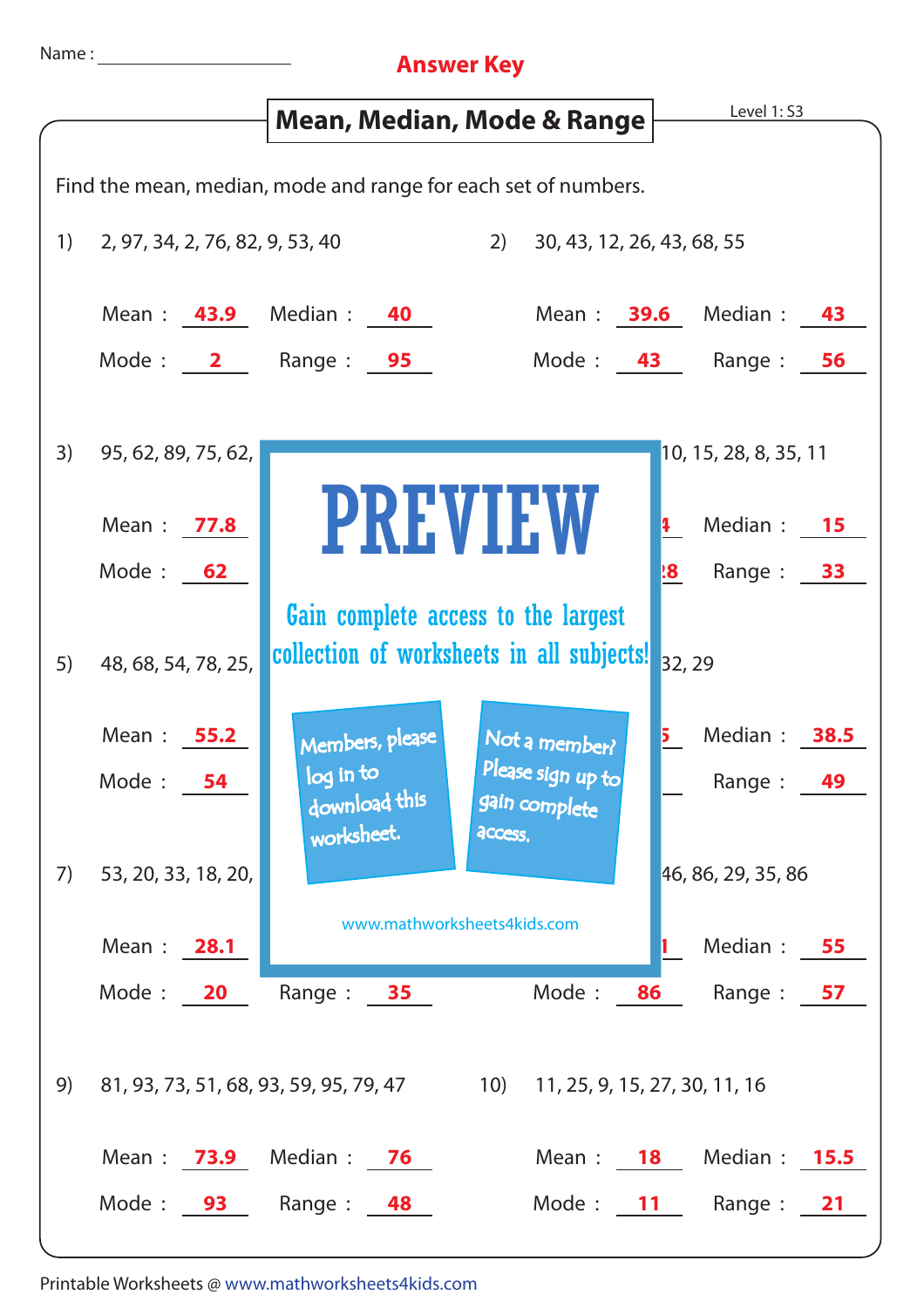Name : ____________________

**Answer Key**

# Mean, Median, Mode & Range

Level 1: S3

Find the mean, median, mode and range for each set of numbers.

1) 2, 97, 34, 2, 76, 82, 9, 53, 40

Mean : **43.9** Median : **40**

Mode : **2** Range : **95**

2) 30, 43, 12, 26, 43, 68, 55

Mean : **39.6** Median : **43**

Mode : **43** Range : **56**

3) 95, 62, 89, 75, 62,

Mean : **77.8**

Mode : **62**

4) 10, 15, 28, 8, 35, 11

Median : **15**

Range : **33**

5) 48, 68, 54, 78, 25,

Mean : **55.2**

Mode : **54**

6) 32, 29

Median : **38.5**

Range : **49**

7) 53, 20, 33, 18, 20,

Mean : **28.1**

Mode : **20** Range : **35**

8) 46, 86, 29, 35, 86

Median : **55**

Mode : **86** Range : **57**

9) 81, 93, 73, 51, 68, 93, 59, 95, 79, 47

Mean : **73.9** Median : **76**

Mode : **93** Range : **48**

10) 11, 25, 9, 15, 27, 30, 11, 16

Mean : **18** Median : **15.5**

Mode : **11** Range : **21**

PREVIEW

Gain complete access to the largest collection of worksheets in all subjects!

Members, please log in to download this worksheet.

Not a member? Please sign up to gain complete access.

www.mathworksheets4kids.com

Printable Worksheets @ www.mathworksheets4kids.com